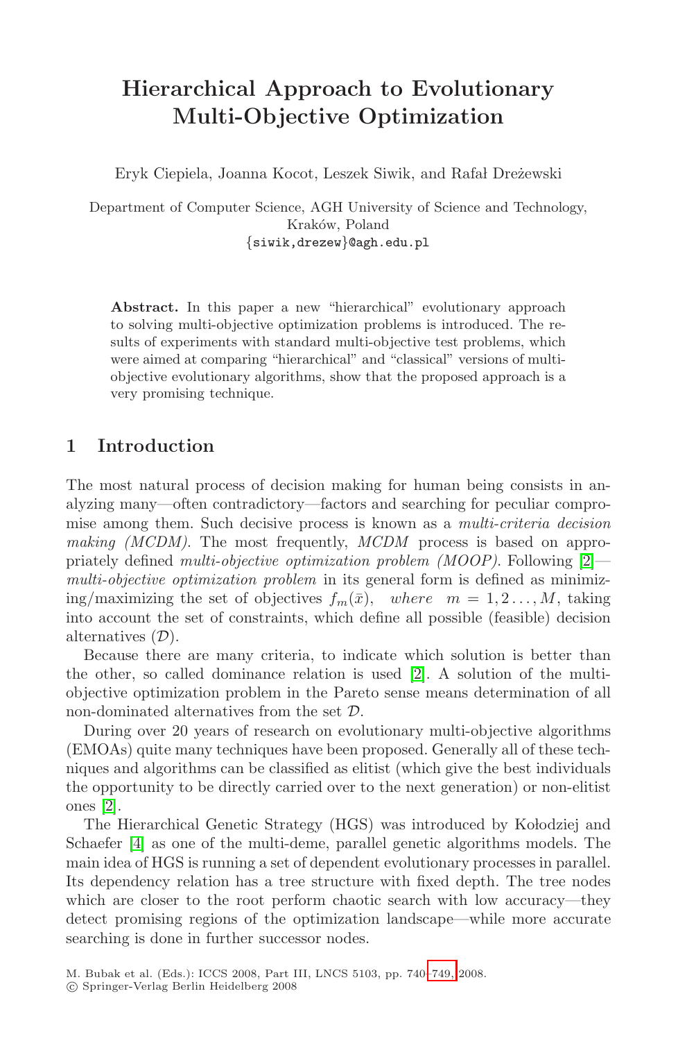# Hierarchical Approach to Evolutionary Multi-Objective Optimization

Eryk Ciepiela, Joanna Kocot, Leszek Siwik, and Rafał Dreżewski

Department of Computer Science, AGH University of Science and Technology, Kraków, Poland
{siwik,drezew}@agh.edu.pl

**Abstract.** In this paper a new "hierarchical" evolutionary approach to solving multi-objective optimization problems is introduced. The results of experiments with standard multi-objective test problems, which were aimed at comparing "hierarchical" and "classical" versions of multi-objective evolutionary algorithms, show that the proposed approach is a very promising technique.

## 1 Introduction

The most natural process of decision making for human being consists in analyzing many—often contradictory—factors and searching for peculiar compromise among them. Such decisive process is known as a *multi-criteria decision making (MCDM)*. The most frequently, *MCDM* process is based on appropriately defined *multi-objective optimization problem (MOOP)*. Following [2]—*multi-objective optimization problem* in its general form is defined as minimizing/maximizing the set of objectives $f_m(\bar{x}), \quad where \quad m = 1, 2 \ldots, M$, taking into account the set of constraints, which define all possible (feasible) decision alternatives ($\mathcal{D}$).

Because there are many criteria, to indicate which solution is better than the other, so called dominance relation is used [2]. A solution of the multi-objective optimization problem in the Pareto sense means determination of all non-dominated alternatives from the set $\mathcal{D}$.

During over 20 years of research on evolutionary multi-objective algorithms (EMOAs) quite many techniques have been proposed. Generally all of these techniques and algorithms can be classified as elitist (which give the best individuals the opportunity to be directly carried over to the next generation) or non-elitist ones [2].

The Hierarchical Genetic Strategy (HGS) was introduced by Kołodziej and Schaefer [4] as one of the multi-deme, parallel genetic algorithms models. The main idea of HGS is running a set of dependent evolutionary processes in parallel. Its dependency relation has a tree structure with fixed depth. The tree nodes which are closer to the root perform chaotic search with low accuracy—they detect promising regions of the optimization landscape—while more accurate searching is done in further successor nodes.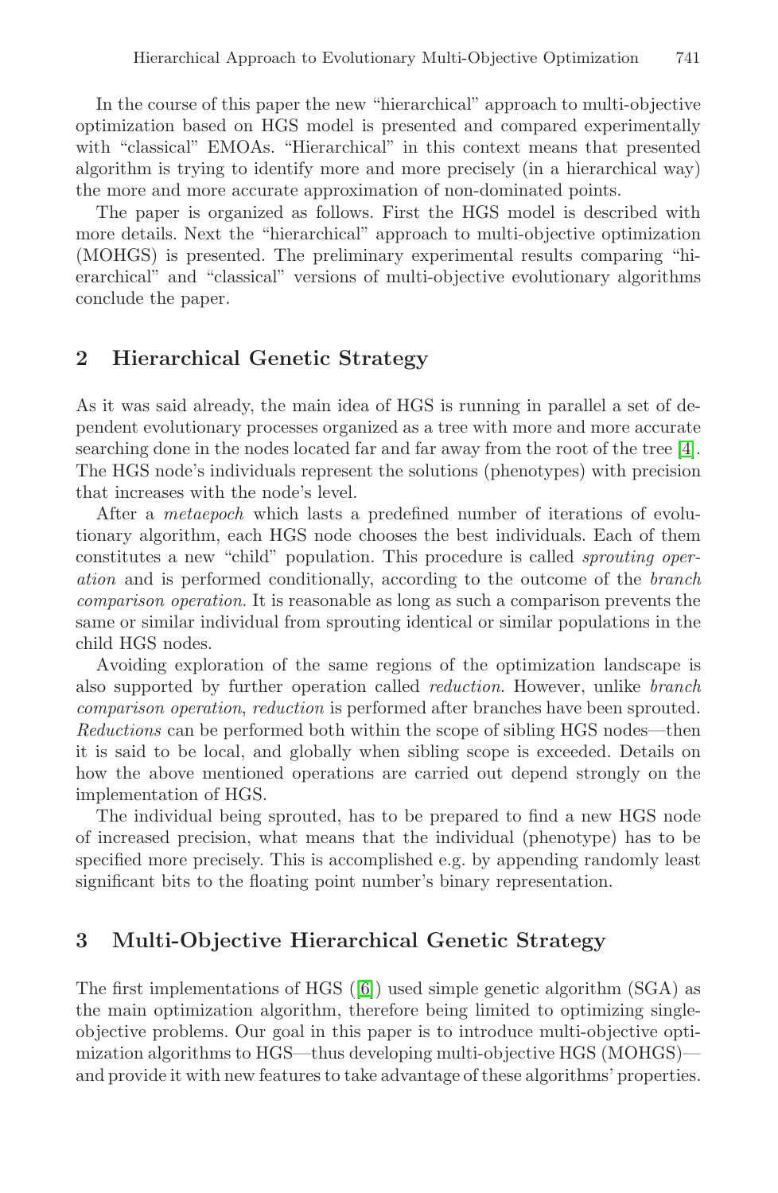In the course of this paper the new "hierarchical" approach to multi-objective optimization based on HGS model is presented and compared experimentally with "classical" EMOAs. "Hierarchical" in this context means that presented algorithm is trying to identify more and more precisely (in a hierarchical way) the more and more accurate approximation of non-dominated points.

The paper is organized as follows. First the HGS model is described with more details. Next the "hierarchical" approach to multi-objective optimization (MOHGS) is presented. The preliminary experimental results comparing "hierarchical" and "classical" versions of multi-objective evolutionary algorithms conclude the paper.

## 2 Hierarchical Genetic Strategy

As it was said already, the main idea of HGS is running in parallel a set of dependent evolutionary processes organized as a tree with more and more accurate searching done in the nodes located far and far away from the root of the tree [4]. The HGS node's individuals represent the solutions (phenotypes) with precision that increases with the node's level.

After a *metaepoch* which lasts a predefined number of iterations of evolutionary algorithm, each HGS node chooses the best individuals. Each of them constitutes a new "child" population. This procedure is called *sprouting operation* and is performed conditionally, according to the outcome of the *branch comparison operation*. It is reasonable as long as such a comparison prevents the same or similar individual from sprouting identical or similar populations in the child HGS nodes.

Avoiding exploration of the same regions of the optimization landscape is also supported by further operation called *reduction*. However, unlike *branch comparison operation*, *reduction* is performed after branches have been sprouted. *Reductions* can be performed both within the scope of sibling HGS nodes—then it is said to be local, and globally when sibling scope is exceeded. Details on how the above mentioned operations are carried out depend strongly on the implementation of HGS.

The individual being sprouted, has to be prepared to find a new HGS node of increased precision, what means that the individual (phenotype) has to be specified more precisely. This is accomplished e.g. by appending randomly least significant bits to the floating point number's binary representation.

## 3 Multi-Objective Hierarchical Genetic Strategy

The first implementations of HGS ([6]) used simple genetic algorithm (SGA) as the main optimization algorithm, therefore being limited to optimizing single-objective problems. Our goal in this paper is to introduce multi-objective optimization algorithms to HGS—thus developing multi-objective HGS (MOHGS)—and provide it with new features to take advantage of these algorithms' properties.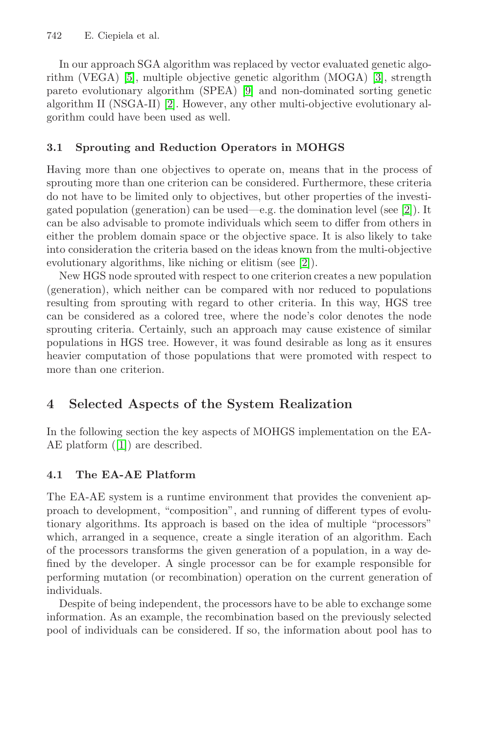In our approach SGA algorithm was replaced by vector evaluated genetic algorithm (VEGA) [5], multiple objective genetic algorithm (MOGA) [3], strength pareto evolutionary algorithm (SPEA) [9] and non-dominated sorting genetic algorithm II (NSGA-II) [2]. However, any other multi-objective evolutionary algorithm could have been used as well.

### 3.1 Sprouting and Reduction Operators in MOHGS

Having more than one objectives to operate on, means that in the process of sprouting more than one criterion can be considered. Furthermore, these criteria do not have to be limited only to objectives, but other properties of the investigated population (generation) can be used—e.g. the domination level (see [2]). It can be also advisable to promote individuals which seem to differ from others in either the problem domain space or the objective space. It is also likely to take into consideration the criteria based on the ideas known from the multi-objective evolutionary algorithms, like niching or elitism (see [2]).

New HGS node sprouted with respect to one criterion creates a new population (generation), which neither can be compared with nor reduced to populations resulting from sprouting with regard to other criteria. In this way, HGS tree can be considered as a colored tree, where the node's color denotes the node sprouting criteria. Certainly, such an approach may cause existence of similar populations in HGS tree. However, it was found desirable as long as it ensures heavier computation of those populations that were promoted with respect to more than one criterion.

## 4 Selected Aspects of the System Realization

In the following section the key aspects of MOHGS implementation on the EA-AE platform ([1]) are described.

### 4.1 The EA-AE Platform

The EA-AE system is a runtime environment that provides the convenient approach to development, "composition", and running of different types of evolutionary algorithms. Its approach is based on the idea of multiple "processors" which, arranged in a sequence, create a single iteration of an algorithm. Each of the processors transforms the given generation of a population, in a way defined by the developer. A single processor can be for example responsible for performing mutation (or recombination) operation on the current generation of individuals.

Despite of being independent, the processors have to be able to exchange some information. As an example, the recombination based on the previously selected pool of individuals can be considered. If so, the information about pool has to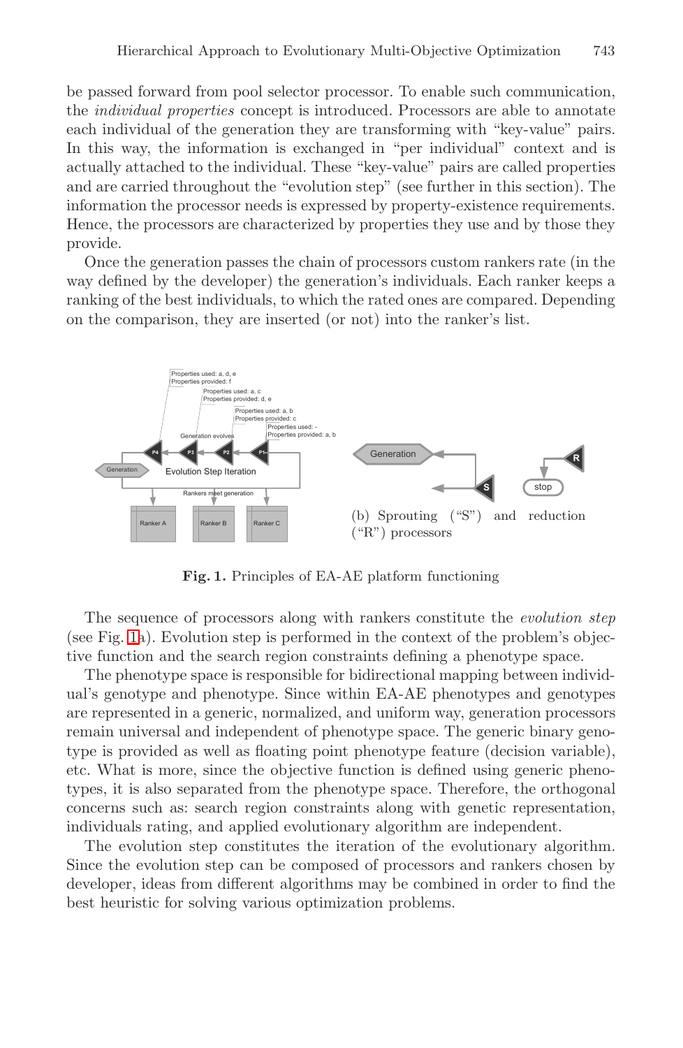be passed forward from pool selector processor. To enable such communication, the *individual properties* concept is introduced. Processors are able to annotate each individual of the generation they are transforming with "key-value" pairs. In this way, the information is exchanged in "per individual" context and is actually attached to the individual. These "key-value" pairs are called properties and are carried throughout the "evolution step" (see further in this section). The information the processor needs is expressed by property-existence requirements. Hence, the processors are characterized by properties they use and by those they provide.

Once the generation passes the chain of processors custom rankers rate (in the way defined by the developer) the generation's individuals. Each ranker keeps a ranking of the best individuals, to which the rated ones are compared. Depending on the comparison, they are inserted (or not) into the ranker's list.

(b) Sprouting ("S") and reduction ("R") processors

**Fig. 1.** Principles of EA-AE platform functioning

The sequence of processors along with rankers constitute the *evolution step* (see Fig. 1a). Evolution step is performed in the context of the problem's objective function and the search region constraints defining a phenotype space.

The phenotype space is responsible for bidirectional mapping between individual's genotype and phenotype. Since within EA-AE phenotypes and genotypes are represented in a generic, normalized, and uniform way, generation processors remain universal and independent of phenotype space. The generic binary genotype is provided as well as floating point phenotype feature (decision variable), etc. What is more, since the objective function is defined using generic phenotypes, it is also separated from the phenotype space. Therefore, the orthogonal concerns such as: search region constraints along with genetic representation, individuals rating, and applied evolutionary algorithm are independent.

The evolution step constitutes the iteration of the evolutionary algorithm. Since the evolution step can be composed of processors and rankers chosen by developer, ideas from different algorithms may be combined in order to find the best heuristic for solving various optimization problems.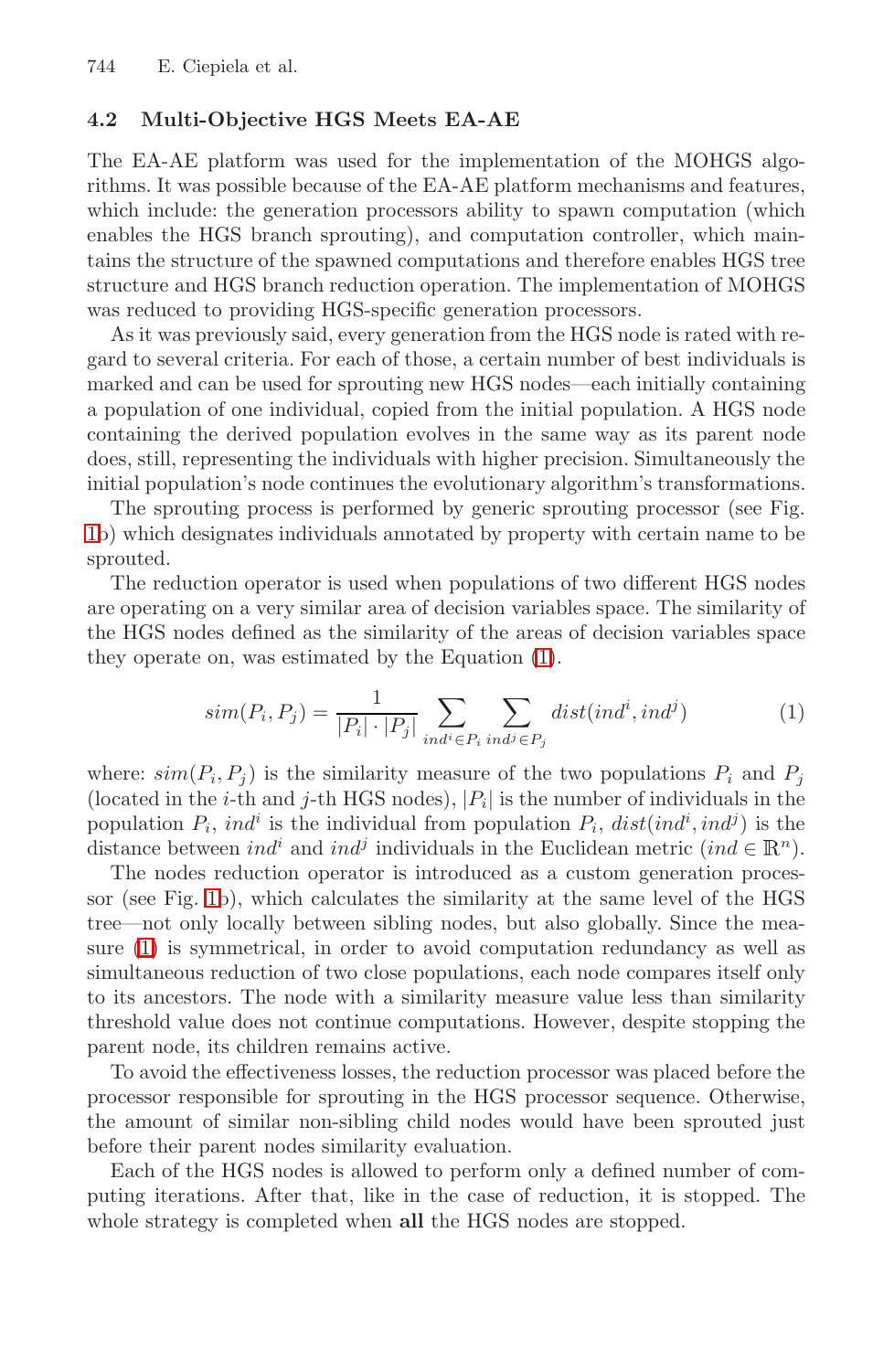### 4.2 Multi-Objective HGS Meets EA-AE

The EA-AE platform was used for the implementation of the MOHGS algorithms. It was possible because of the EA-AE platform mechanisms and features, which include: the generation processors ability to spawn computation (which enables the HGS branch sprouting), and computation controller, which maintains the structure of the spawned computations and therefore enables HGS tree structure and HGS branch reduction operation. The implementation of MOHGS was reduced to providing HGS-specific generation processors.

As it was previously said, every generation from the HGS node is rated with regard to several criteria. For each of those, a certain number of best individuals is marked and can be used for sprouting new HGS nodes—each initially containing a population of one individual, copied from the initial population. A HGS node containing the derived population evolves in the same way as its parent node does, still, representing the individuals with higher precision. Simultaneously the initial population's node continues the evolutionary algorithm's transformations.

The sprouting process is performed by generic sprouting processor (see Fig. 1b) which designates individuals annotated by property with certain name to be sprouted.

The reduction operator is used when populations of two different HGS nodes are operating on a very similar area of decision variables space. The similarity of the HGS nodes defined as the similarity of the areas of decision variables space they operate on, was estimated by the Equation (1).

$$sim(P_i, P_j) = \frac{1}{|P_i| \cdot |P_j|} \sum_{ind^i \in P_i} \sum_{ind^j \in P_j} dist(ind^i, ind^j) \tag{1}$$

where: $sim(P_i, P_j)$ is the similarity measure of the two populations $P_i$ and $P_j$ (located in the $i$-th and $j$-th HGS nodes), $|P_i|$ is the number of individuals in the population $P_i$, $ind^i$ is the individual from population $P_i$, $dist(ind^i, ind^j)$ is the distance between $ind^i$ and $ind^j$ individuals in the Euclidean metric ($ind \in \mathbb{R}^n$).

The nodes reduction operator is introduced as a custom generation processor (see Fig. 1b), which calculates the similarity at the same level of the HGS tree—not only locally between sibling nodes, but also globally. Since the measure (1) is symmetrical, in order to avoid computation redundancy as well as simultaneous reduction of two close populations, each node compares itself only to its ancestors. The node with a similarity measure value less than similarity threshold value does not continue computations. However, despite stopping the parent node, its children remains active.

To avoid the effectiveness losses, the reduction processor was placed before the processor responsible for sprouting in the HGS processor sequence. Otherwise, the amount of similar non-sibling child nodes would have been sprouted just before their parent nodes similarity evaluation.

Each of the HGS nodes is allowed to perform only a defined number of computing iterations. After that, like in the case of reduction, it is stopped. The whole strategy is completed when **all** the HGS nodes are stopped.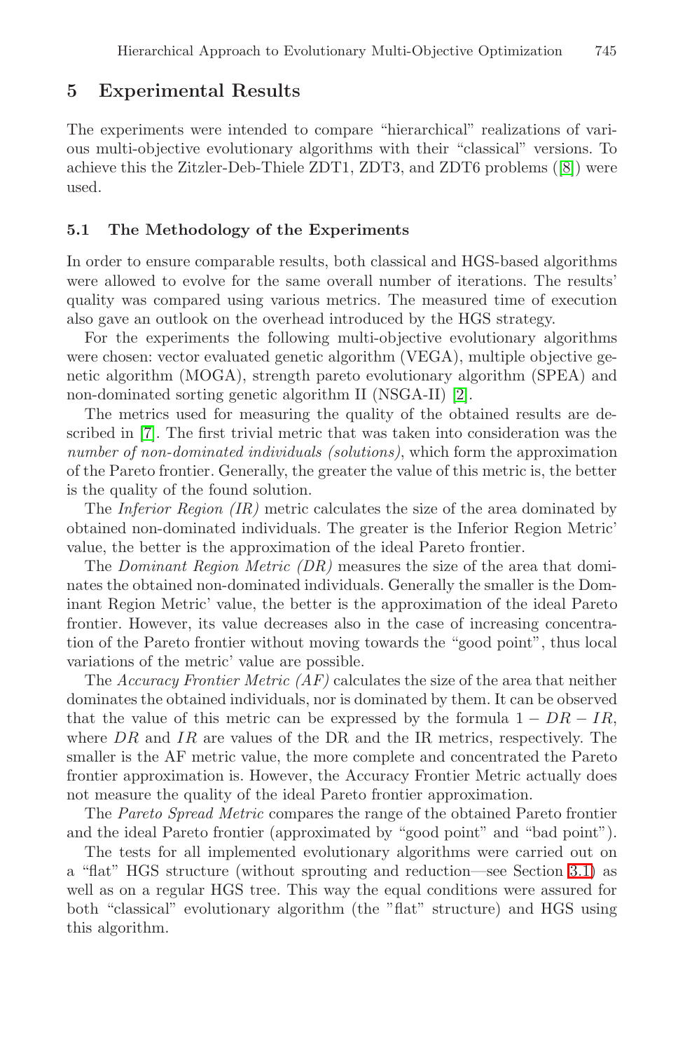## 5 Experimental Results

The experiments were intended to compare "hierarchical" realizations of various multi-objective evolutionary algorithms with their "classical" versions. To achieve this the Zitzler-Deb-Thiele ZDT1, ZDT3, and ZDT6 problems ([8]) were used.

### 5.1 The Methodology of the Experiments

In order to ensure comparable results, both classical and HGS-based algorithms were allowed to evolve for the same overall number of iterations. The results' quality was compared using various metrics. The measured time of execution also gave an outlook on the overhead introduced by the HGS strategy.

For the experiments the following multi-objective evolutionary algorithms were chosen: vector evaluated genetic algorithm (VEGA), multiple objective genetic algorithm (MOGA), strength pareto evolutionary algorithm (SPEA) and non-dominated sorting genetic algorithm II (NSGA-II) [2].

The metrics used for measuring the quality of the obtained results are described in [7]. The first trivial metric that was taken into consideration was the *number of non-dominated individuals (solutions)*, which form the approximation of the Pareto frontier. Generally, the greater the value of this metric is, the better is the quality of the found solution.

The *Inferior Region (IR)* metric calculates the size of the area dominated by obtained non-dominated individuals. The greater is the Inferior Region Metric' value, the better is the approximation of the ideal Pareto frontier.

The *Dominant Region Metric (DR)* measures the size of the area that dominates the obtained non-dominated individuals. Generally the smaller is the Dominant Region Metric' value, the better is the approximation of the ideal Pareto frontier. However, its value decreases also in the case of increasing concentration of the Pareto frontier without moving towards the "good point", thus local variations of the metric' value are possible.

The *Accuracy Frontier Metric (AF)* calculates the size of the area that neither dominates the obtained individuals, nor is dominated by them. It can be observed that the value of this metric can be expressed by the formula $1 - DR - IR$, where $DR$ and $IR$ are values of the DR and the IR metrics, respectively. The smaller is the AF metric value, the more complete and concentrated the Pareto frontier approximation is. However, the Accuracy Frontier Metric actually does not measure the quality of the ideal Pareto frontier approximation.

The *Pareto Spread Metric* compares the range of the obtained Pareto frontier and the ideal Pareto frontier (approximated by "good point" and "bad point").

The tests for all implemented evolutionary algorithms were carried out on a "flat" HGS structure (without sprouting and reduction—see Section 3.1) as well as on a regular HGS tree. This way the equal conditions were assured for both "classical" evolutionary algorithm (the "flat" structure) and HGS using this algorithm.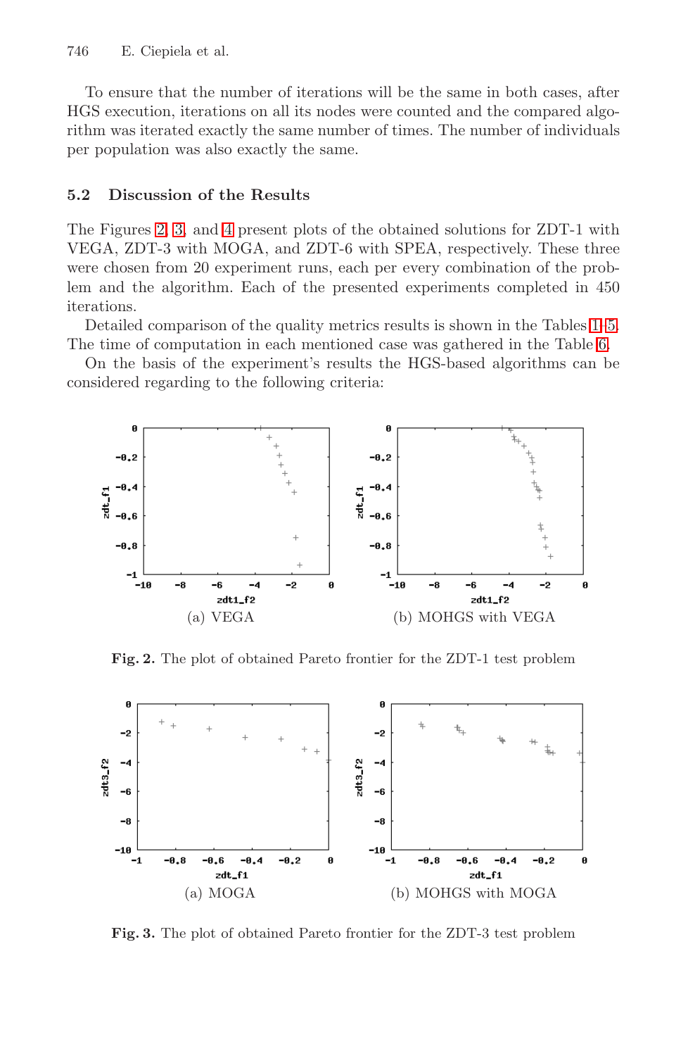To ensure that the number of iterations will be the same in both cases, after HGS execution, iterations on all its nodes were counted and the compared algorithm was iterated exactly the same number of times. The number of individuals per population was also exactly the same.

### 5.2 Discussion of the Results

The Figures 2, 3, and 4 present plots of the obtained solutions for ZDT-1 with VEGA, ZDT-3 with MOGA, and ZDT-6 with SPEA, respectively. These three were chosen from 20 experiment runs, each per every combination of the problem and the algorithm. Each of the presented experiments completed in 450 iterations.

Detailed comparison of the quality metrics results is shown in the Tables 1–5. The time of computation in each mentioned case was gathered in the Table 6.

On the basis of the experiment's results the HGS-based algorithms can be considered regarding to the following criteria:

(a) VEGA (b) MOHGS with VEGA

**Fig. 2.** The plot of obtained Pareto frontier for the ZDT-1 test problem

(a) MOGA (b) MOHGS with MOGA

**Fig. 3.** The plot of obtained Pareto frontier for the ZDT-3 test problem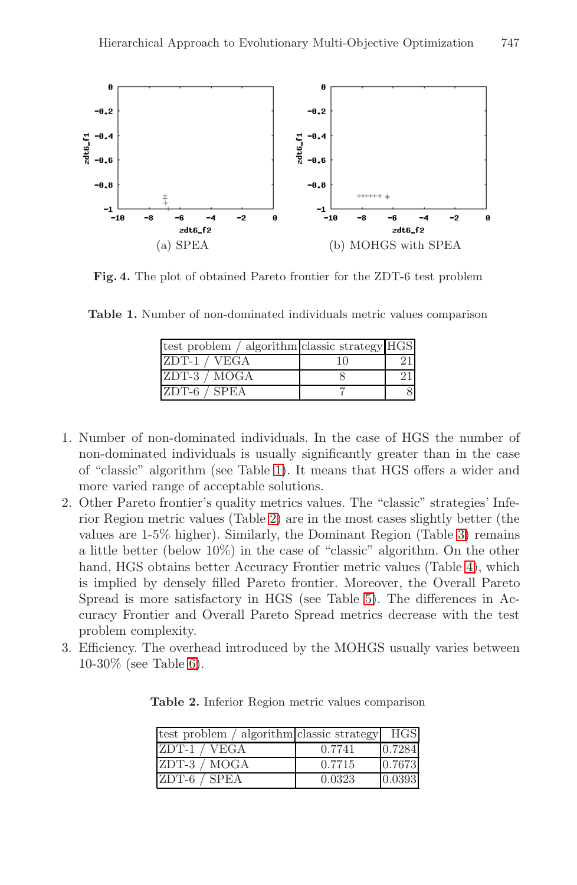(a) SPEA

(b) MOHGS with SPEA

**Fig. 4.** The plot of obtained Pareto frontier for the ZDT-6 test problem

**Table 1.** Number of non-dominated individuals metric values comparison

| test problem / algorithm | classic strategy | HGS |
|---|---|---|
| ZDT-1 / VEGA | 10 | 21 |
| ZDT-3 / MOGA | 8 | 21 |
| ZDT-6 / SPEA | 7 | 8 |

1. Number of non-dominated individuals. In the case of HGS the number of non-dominated individuals is usually significantly greater than in the case of "classic" algorithm (see Table 1). It means that HGS offers a wider and more varied range of acceptable solutions.
2. Other Pareto frontier's quality metrics values. The "classic" strategies' Inferior Region metric values (Table 2) are in the most cases slightly better (the values are 1-5% higher). Similarly, the Dominant Region (Table 3) remains a little better (below 10%) in the case of "classic" algorithm. On the other hand, HGS obtains better Accuracy Frontier metric values (Table 4), which is implied by densely filled Pareto frontier. Moreover, the Overall Pareto Spread is more satisfactory in HGS (see Table 5). The differences in Accuracy Frontier and Overall Pareto Spread metrics decrease with the test problem complexity.
3. Efficiency. The overhead introduced by the MOHGS usually varies between 10-30% (see Table 6).

**Table 2.** Inferior Region metric values comparison

| test problem / algorithm | classic strategy | HGS |
|---|---|---|
| ZDT-1 / VEGA | 0.7741 | 0.7284 |
| ZDT-3 / MOGA | 0.7715 | 0.7673 |
| ZDT-6 / SPEA | 0.0323 | 0.0393 |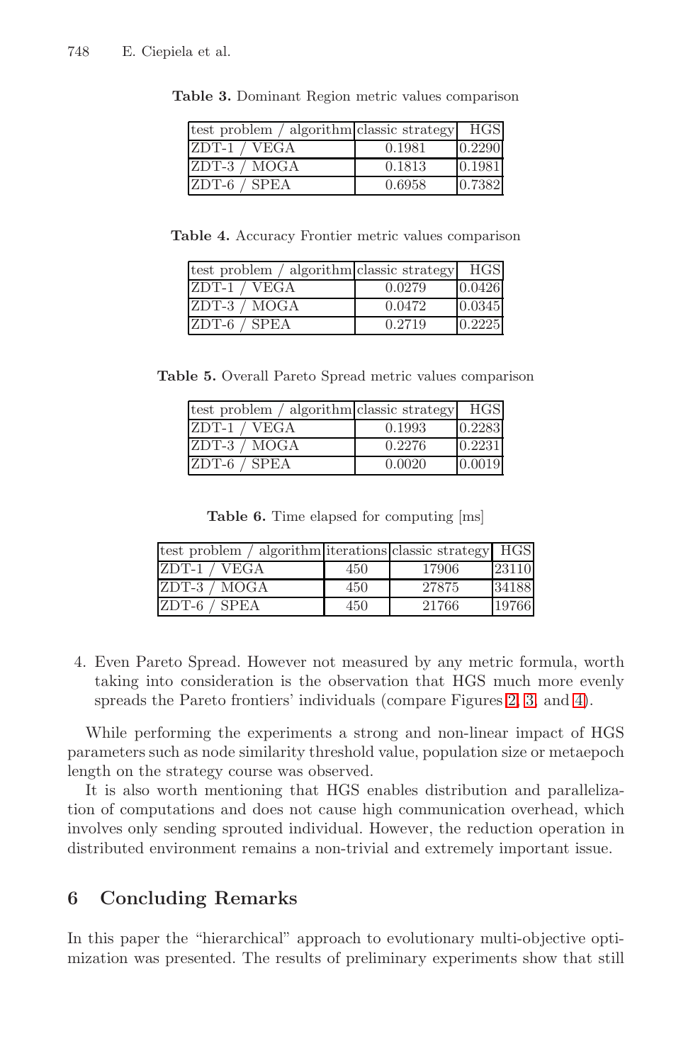**Table 3.** Dominant Region metric values comparison

| test problem / algorithm | classic strategy | HGS |
|---|---|---|
| ZDT-1 / VEGA | 0.1981 | 0.2290 |
| ZDT-3 / MOGA | 0.1813 | 0.1981 |
| ZDT-6 / SPEA | 0.6958 | 0.7382 |

**Table 4.** Accuracy Frontier metric values comparison

| test problem / algorithm | classic strategy | HGS |
|---|---|---|
| ZDT-1 / VEGA | 0.0279 | 0.0426 |
| ZDT-3 / MOGA | 0.0472 | 0.0345 |
| ZDT-6 / SPEA | 0.2719 | 0.2225 |

**Table 5.** Overall Pareto Spread metric values comparison

| test problem / algorithm | classic strategy | HGS |
|---|---|---|
| ZDT-1 / VEGA | 0.1993 | 0.2283 |
| ZDT-3 / MOGA | 0.2276 | 0.2231 |
| ZDT-6 / SPEA | 0.0020 | 0.0019 |

**Table 6.** Time elapsed for computing [ms]

| test problem / algorithm | iterations | classic strategy | HGS |
|---|---|---|---|
| ZDT-1 / VEGA | 450 | 17906 | 23110 |
| ZDT-3 / MOGA | 450 | 27875 | 34188 |
| ZDT-6 / SPEA | 450 | 21766 | 19766 |

4. Even Pareto Spread. However not measured by any metric formula, worth taking into consideration is the observation that HGS much more evenly spreads the Pareto frontiers' individuals (compare Figures 2, 3, and 4).

While performing the experiments a strong and non-linear impact of HGS parameters such as node similarity threshold value, population size or metaepoch length on the strategy course was observed.

It is also worth mentioning that HGS enables distribution and parallelization of computations and does not cause high communication overhead, which involves only sending sprouted individual. However, the reduction operation in distributed environment remains a non-trivial and extremely important issue.

## 6 Concluding Remarks

In this paper the "hierarchical" approach to evolutionary multi-objective optimization was presented. The results of preliminary experiments show that still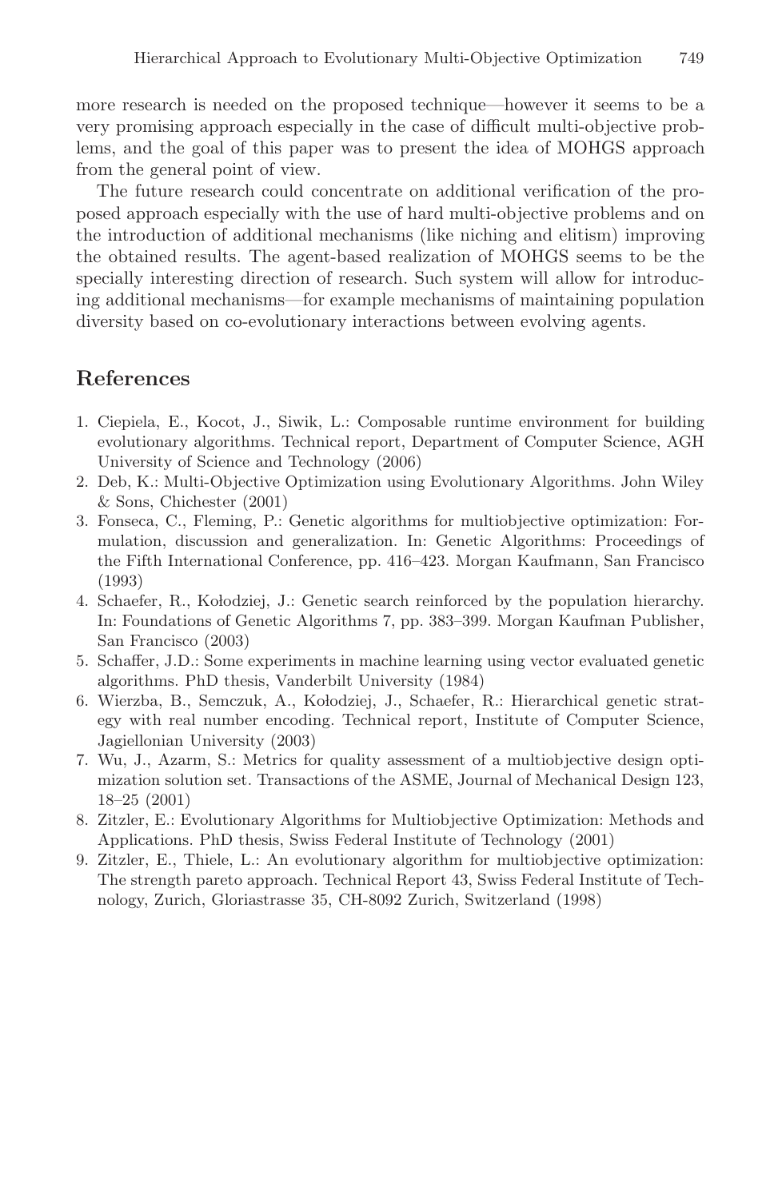more research is needed on the proposed technique—however it seems to be a very promising approach especially in the case of difficult multi-objective problems, and the goal of this paper was to present the idea of MOHGS approach from the general point of view.

The future research could concentrate on additional verification of the proposed approach especially with the use of hard multi-objective problems and on the introduction of additional mechanisms (like niching and elitism) improving the obtained results. The agent-based realization of MOHGS seems to be the specially interesting direction of research. Such system will allow for introducing additional mechanisms—for example mechanisms of maintaining population diversity based on co-evolutionary interactions between evolving agents.

## References

1. Ciepiela, E., Kocot, J., Siwik, L.: Composable runtime environment for building evolutionary algorithms. Technical report, Department of Computer Science, AGH University of Science and Technology (2006)
2. Deb, K.: Multi-Objective Optimization using Evolutionary Algorithms. John Wiley & Sons, Chichester (2001)
3. Fonseca, C., Fleming, P.: Genetic algorithms for multiobjective optimization: Formulation, discussion and generalization. In: Genetic Algorithms: Proceedings of the Fifth International Conference, pp. 416–423. Morgan Kaufmann, San Francisco (1993)
4. Schaefer, R., Kołodziej, J.: Genetic search reinforced by the population hierarchy. In: Foundations of Genetic Algorithms 7, pp. 383–399. Morgan Kaufman Publisher, San Francisco (2003)
5. Schaffer, J.D.: Some experiments in machine learning using vector evaluated genetic algorithms. PhD thesis, Vanderbilt University (1984)
6. Wierzba, B., Semczuk, A., Kołodziej, J., Schaefer, R.: Hierarchical genetic strategy with real number encoding. Technical report, Institute of Computer Science, Jagiellonian University (2003)
7. Wu, J., Azarm, S.: Metrics for quality assessment of a multiobjective design optimization solution set. Transactions of the ASME, Journal of Mechanical Design 123, 18–25 (2001)
8. Zitzler, E.: Evolutionary Algorithms for Multiobjective Optimization: Methods and Applications. PhD thesis, Swiss Federal Institute of Technology (2001)
9. Zitzler, E., Thiele, L.: An evolutionary algorithm for multiobjective optimization: The strength pareto approach. Technical Report 43, Swiss Federal Institute of Technology, Zurich, Gloriastrasse 35, CH-8092 Zurich, Switzerland (1998)